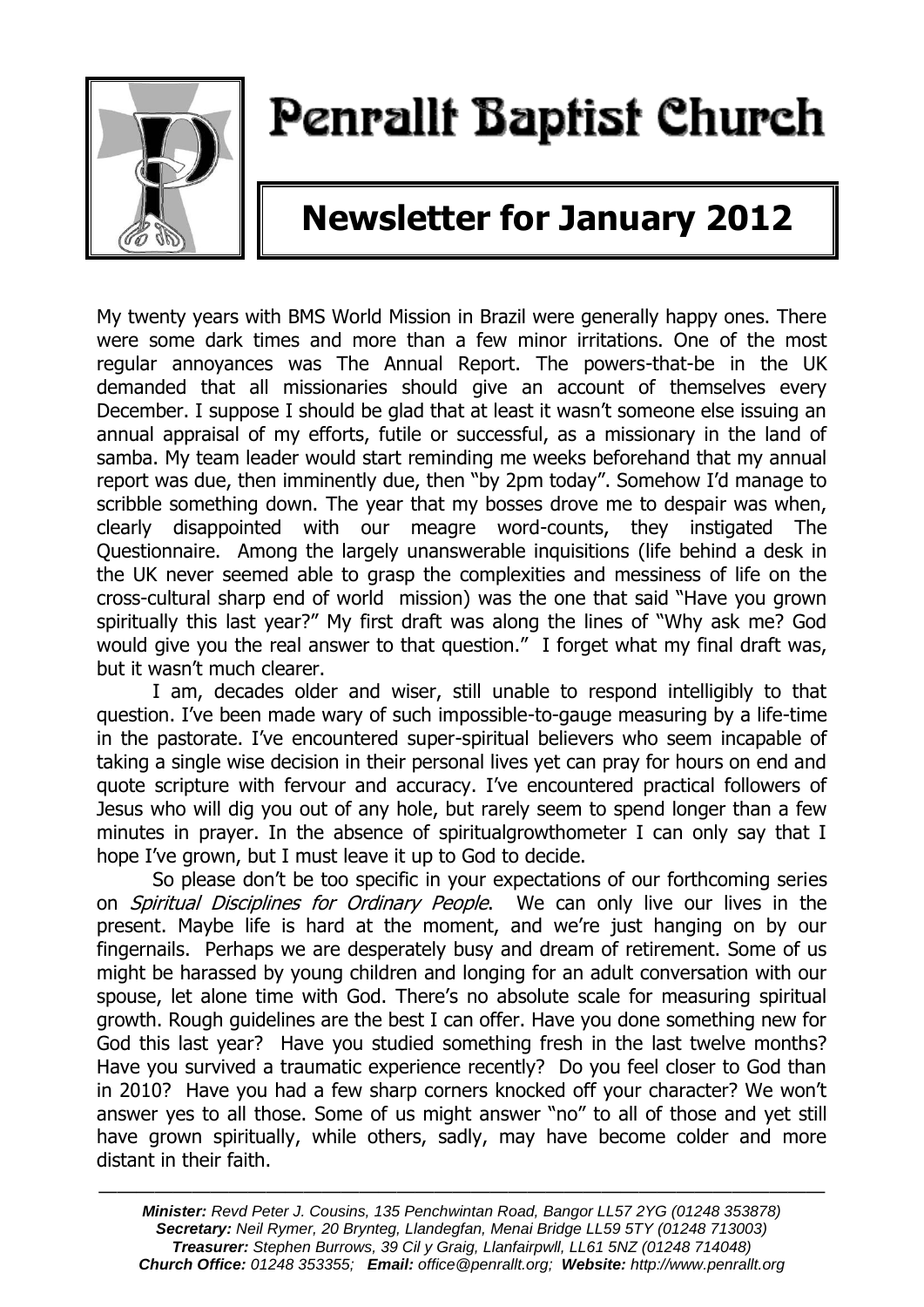# Penrallt Baptist Church

## Newsletter for January 2012

My twenty years with BMS World Mission in Brazil were generally happy ones. There were some dark times and more than a few minor irritations. One of the most regular annoyances was The Annual Report. The powers-that-be in the UK demanded that all missionaries should give an account of themselves every December. I suppose I should be glad that at least it wasn't someone else issuing an annual appraisal of my efforts, futile or successful, as a missionary in the land of samba. My team leader would start reminding me weeks beforehand that my annual report was due, then imminently due, then "by 2pm today". Somehow I'd manage to scribble something down. The year that my bosses drove me to despair was when, clearly disappointed with our meagre word-counts, they instigated The Questionnaire. Among the largely unanswerable inquisitions (life behind a desk in the UK never seemed able to grasp the complexities and messiness of life on the cross-cultural sharp end of world mission) was the one that said "Have you grown spiritually this last year?" My first draft was along the lines of "Why ask me? God would give you the real answer to that question." I forget what my final draft was, but it wasn't much clearer.

I am, decades older and wiser, still unable to respond intelligibly to that question. I've been made wary of such impossible-to-gauge measuring by a life-time in the pastorate. I've encountered super-spiritual believers who seem incapable of taking a single wise decision in their personal lives yet can pray for hours on end and quote scripture with fervour and accuracy. I've encountered practical followers of Jesus who will dig you out of any hole, but rarely seem to spend longer than a few minutes in prayer. In the absence of spiritualgrowthometer I can only say that I hope I've grown, but I must leave it up to God to decide.

So please don't be too specific in your expectations of our forthcoming series on *Spiritual Disciplines for Ordinary People*. We can only live our lives in the present. Maybe life is hard at the moment, and we're just hanging on by our fingernails. Perhaps we are desperately busy and dream of retirement. Some of us might be harassed by young children and longing for an adult conversation with our spouse, let alone time with God. There's no absolute scale for measuring spiritual growth. Rough guidelines are the best I can offer. Have you done something new for God this last year? Have you studied something fresh in the last twelve months? Have you survived a traumatic experience recently? Do you feel closer to God than in 2010? Have you had a few sharp corners knocked off your character? We won't answer yes to all those. Some of us might answer "no" to all of those and yet still have grown spiritually, while others, sadly, may have become colder and more distant in their faith.

---

***Minister:*** *Revd Peter J. Cousins, 135 Penchwintan Road, Bangor LL57 2YG (01248 353878)*
***Secretary:*** *Neil Rymer, 20 Brynteg, Llandegfan, Menai Bridge LL59 5TY (01248 713003)*
***Treasurer:*** *Stephen Burrows, 39 Cil y Graig, Llanfairpwll, LL61 5NZ (01248 714048)*
***Church Office:*** *01248 353355;* ***Email:*** *office@penrallt.org;* ***Website:*** *http://www.penrallt.org*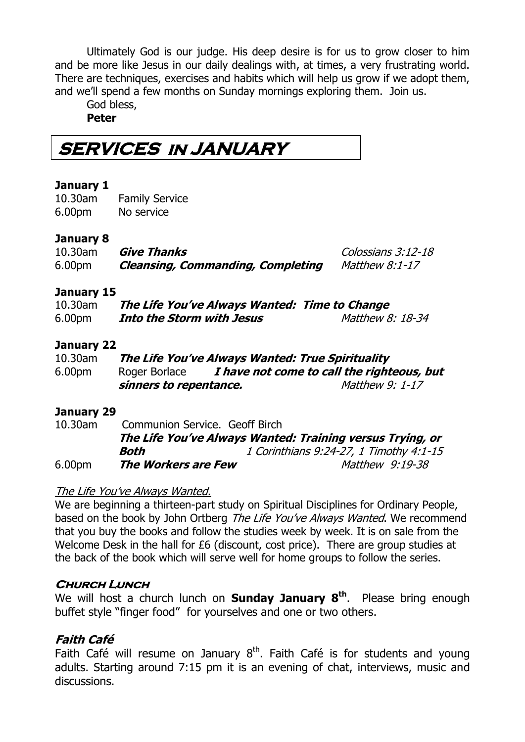Ultimately God is our judge. His deep desire is for us to grow closer to him and be more like Jesus in our daily dealings with, at times, a very frustrating world. There are techniques, exercises and habits which will help us grow if we adopt them, and we'll spend a few months on Sunday mornings exploring them. Join us.

God bless,

**Peter**

# SERVICES IN JANUARY

**January 1**

10.30am Family Service
6.00pm No service

**January 8**

10.30am ***Give Thanks*** *Colossians 3:12-18*
6.00pm ***Cleansing, Commanding, Completing*** *Matthew 8:1-17*

**January 15**

10.30am ***The Life You've Always Wanted: Time to Change***
6.00pm ***Into the Storm with Jesus*** *Matthew 8: 18-34*

**January 22**

10.30am ***The Life You've Always Wanted: True Spirituality***
6.00pm Roger Borlace ***I have not come to call the righteous, but sinners to repentance.*** *Matthew 9: 1-17*

**January 29**

10.30am Communion Service. Geoff Birch
***The Life You've Always Wanted: Training versus Trying, or Both*** *1 Corinthians 9:24-27, 1 Timothy 4:1-15*
6.00pm ***The Workers are Few*** *Matthew 9:19-38*

*The Life You've Always Wanted.*

We are beginning a thirteen-part study on Spiritual Disciplines for Ordinary People, based on the book by John Ortberg *The Life You've Always Wanted*. We recommend that you buy the books and follow the studies week by week. It is on sale from the Welcome Desk in the hall for £6 (discount, cost price). There are group studies at the back of the book which will serve well for home groups to follow the series.

### Church Lunch

We will host a church lunch on **Sunday January 8th**. Please bring enough buffet style "finger food" for yourselves and one or two others.

### *Faith Café*

Faith Café will resume on January 8th. Faith Café is for students and young adults. Starting around 7:15 pm it is an evening of chat, interviews, music and discussions.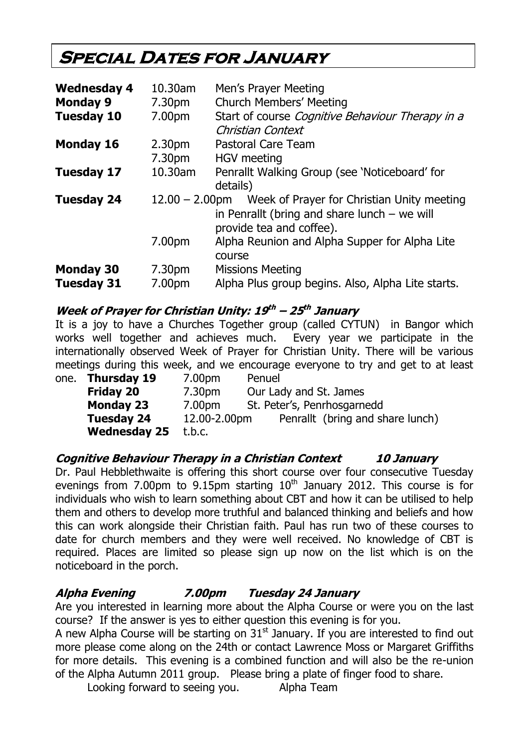# Special Dates for January

| | | |
|---|---|---|
| **Wednesday 4** | 10.30am | Men's Prayer Meeting |
| **Monday 9** | 7.30pm | Church Members' Meeting |
| **Tuesday 10** | 7.00pm | Start of course *Cognitive Behaviour Therapy in a Christian Context* |
| **Monday 16** | 2.30pm | Pastoral Care Team |
| | 7.30pm | HGV meeting |
| **Tuesday 17** | 10.30am | Penrallt Walking Group (see 'Noticeboard' for details) |
| **Tuesday 24** | 12.00 – 2.00pm | Week of Prayer for Christian Unity meeting in Penrallt (bring and share lunch – we will provide tea and coffee). |
| | 7.00pm | Alpha Reunion and Alpha Supper for Alpha Lite course |
| **Monday 30** | 7.30pm | Missions Meeting |
| **Tuesday 31** | 7.00pm | Alpha Plus group begins. Also, Alpha Lite starts. |

### *Week of Prayer for Christian Unity: 19th – 25th January*

It is a joy to have a Churches Together group (called CYTUN) in Bangor which works well together and achieves much. Every year we participate in the internationally observed Week of Prayer for Christian Unity. There will be various meetings during this week, and we encourage everyone to try and get to at least one.

| | | |
|---|---|---|
| **Thursday 19** | 7.00pm | Penuel |
| **Friday 20** | 7.30pm | Our Lady and St. James |
| **Monday 23** | 7.00pm | St. Peter's, Penrhosgarnedd |
| **Tuesday 24** | 12.00-2.00pm | Penrallt (bring and share lunch) |
| **Wednesday 25** | t.b.c. | |

### *Cognitive Behaviour Therapy in a Christian Context 10 January*

Dr. Paul Hebblethwaite is offering this short course over four consecutive Tuesday evenings from 7.00pm to 9.15pm starting 10th January 2012. This course is for individuals who wish to learn something about CBT and how it can be utilised to help them and others to develop more truthful and balanced thinking and beliefs and how this can work alongside their Christian faith. Paul has run two of these courses to date for church members and they were well received. No knowledge of CBT is required. Places are limited so please sign up now on the list which is on the noticeboard in the porch.

### *Alpha Evening 7.00pm Tuesday 24 January*

Are you interested in learning more about the Alpha Course or were you on the last course? If the answer is yes to either question this evening is for you.

A new Alpha Course will be starting on 31st January. If you are interested to find out more please come along on the 24th or contact Lawrence Moss or Margaret Griffiths for more details. This evening is a combined function and will also be the re-union of the Alpha Autumn 2011 group. Please bring a plate of finger food to share.

Looking forward to seeing you. Alpha Team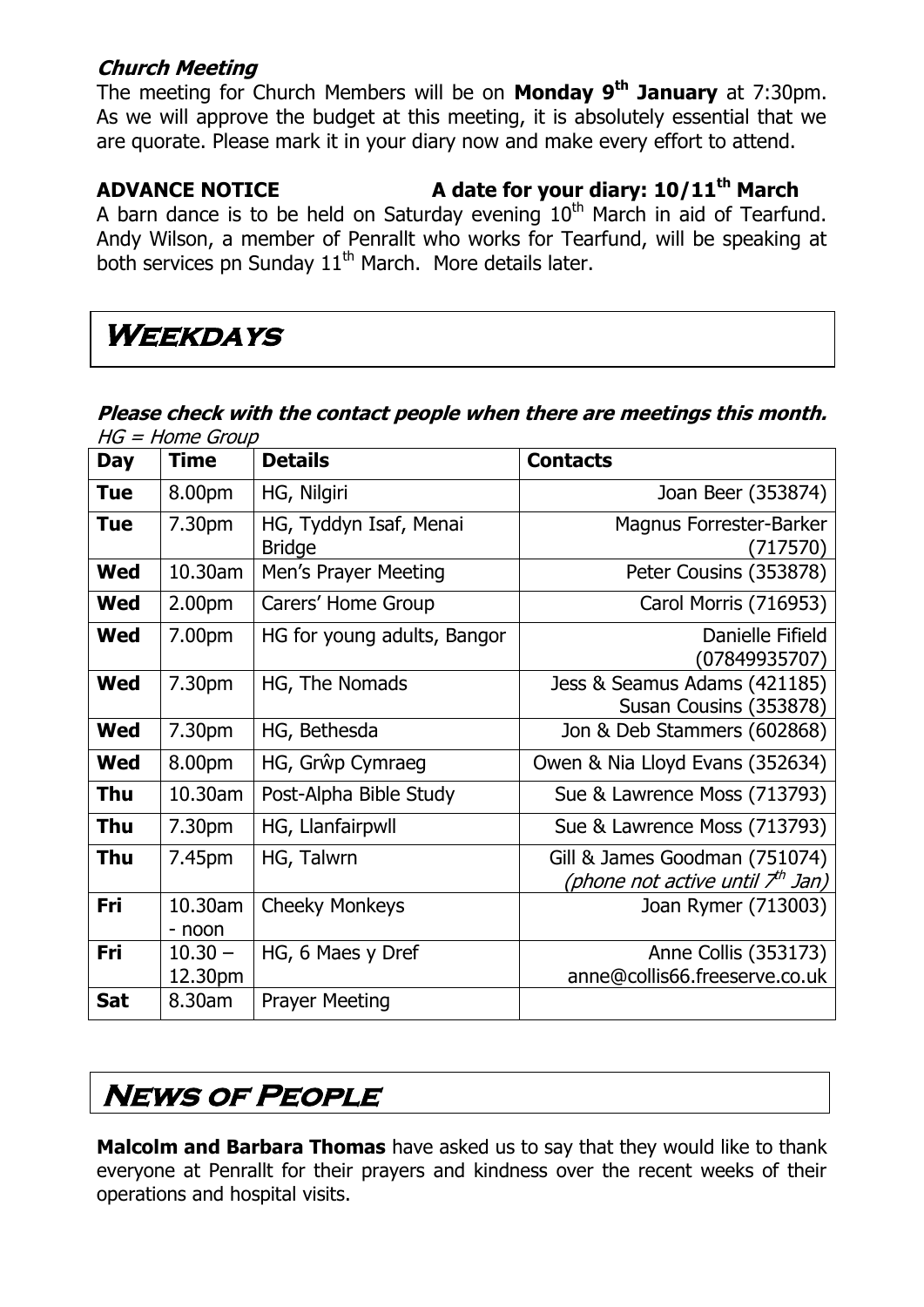### *Church Meeting*

The meeting for Church Members will be on **Monday 9th January** at 7:30pm. As we will approve the budget at this meeting, it is absolutely essential that we are quorate. Please mark it in your diary now and make every effort to attend.

**ADVANCE NOTICE** **A date for your diary: 10/11th March**

A barn dance is to be held on Saturday evening 10th March in aid of Tearfund. Andy Wilson, a member of Penrallt who works for Tearfund, will be speaking at both services pn Sunday 11th March. More details later.

## Weekdays

***Please check with the contact people when there are meetings this month.***

*HG = Home Group*

| Day | Time | Details | Contacts |
|---|---|---|---|
| **Tue** | 8.00pm | HG, Nilgiri | Joan Beer (353874) |
| **Tue** | 7.30pm | HG, Tyddyn Isaf, Menai Bridge | Magnus Forrester-Barker (717570) |
| **Wed** | 10.30am | Men's Prayer Meeting | Peter Cousins (353878) |
| **Wed** | 2.00pm | Carers' Home Group | Carol Morris (716953) |
| **Wed** | 7.00pm | HG for young adults, Bangor | Danielle Fifield (07849935707) |
| **Wed** | 7.30pm | HG, The Nomads | Jess & Seamus Adams (421185) Susan Cousins (353878) |
| **Wed** | 7.30pm | HG, Bethesda | Jon & Deb Stammers (602868) |
| **Wed** | 8.00pm | HG, Grŵp Cymraeg | Owen & Nia Lloyd Evans (352634) |
| **Thu** | 10.30am | Post-Alpha Bible Study | Sue & Lawrence Moss (713793) |
| **Thu** | 7.30pm | HG, Llanfairpwll | Sue & Lawrence Moss (713793) |
| **Thu** | 7.45pm | HG, Talwrn | Gill & James Goodman (751074) *(phone not active until 7th Jan)* |
| **Fri** | 10.30am - noon | Cheeky Monkeys | Joan Rymer (713003) |
| **Fri** | 10.30 – 12.30pm | HG, 6 Maes y Dref | Anne Collis (353173) anne@collis66.freeserve.co.uk |
| **Sat** | 8.30am | Prayer Meeting | |

## News of People

**Malcolm and Barbara Thomas** have asked us to say that they would like to thank everyone at Penrallt for their prayers and kindness over the recent weeks of their operations and hospital visits.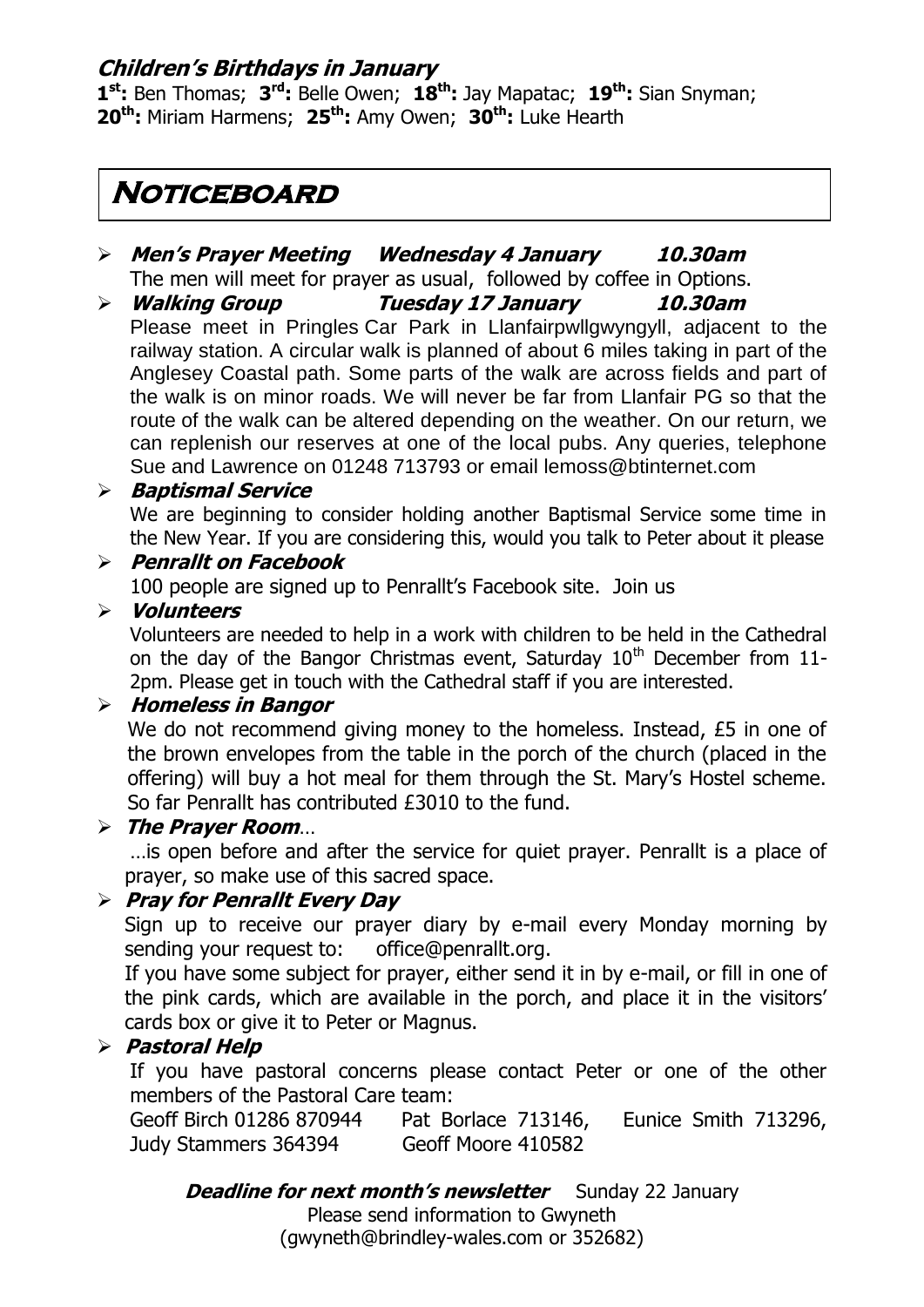### *Children's Birthdays in January*

**1st:** Ben Thomas; **3rd:** Belle Owen; **18th:** Jay Mapatac; **19th:** Sian Snyman; **20th:** Miriam Harmens; **25th:** Amy Owen; **30th:** Luke Hearth

# NOTICEBOARD

- ***Men's Prayer Meeting Wednesday 4 January 10.30am***
  The men will meet for prayer as usual, followed by coffee in Options.

- ***Walking Group Tuesday 17 January 10.30am***
  Please meet in Pringles Car Park in Llanfairpwllgwyngyll, adjacent to the railway station. A circular walk is planned of about 6 miles taking in part of the Anglesey Coastal path. Some parts of the walk are across fields and part of the walk is on minor roads. We will never be far from Llanfair PG so that the route of the walk can be altered depending on the weather. On our return, we can replenish our reserves at one of the local pubs. Any queries, telephone Sue and Lawrence on 01248 713793 or email lemoss@btinternet.com

- ***Baptismal Service***
  We are beginning to consider holding another Baptismal Service some time in the New Year. If you are considering this, would you talk to Peter about it please

- ***Penrallt on Facebook***
  100 people are signed up to Penrallt's Facebook site. Join us

- ***Volunteers***
  Volunteers are needed to help in a work with children to be held in the Cathedral on the day of the Bangor Christmas event, Saturday 10th December from 11-2pm. Please get in touch with the Cathedral staff if you are interested.

- ***Homeless in Bangor***
  We do not recommend giving money to the homeless. Instead, £5 in one of the brown envelopes from the table in the porch of the church (placed in the offering) will buy a hot meal for them through the St. Mary's Hostel scheme. So far Penrallt has contributed £3010 to the fund.

- ***The Prayer Room**…*
  …is open before and after the service for quiet prayer. Penrallt is a place of prayer, so make use of this sacred space.

- ***Pray for Penrallt Every Day***
  Sign up to receive our prayer diary by e-mail every Monday morning by sending your request to: office@penrallt.org.
  If you have some subject for prayer, either send it in by e-mail, or fill in one of the pink cards, which are available in the porch, and place it in the visitors' cards box or give it to Peter or Magnus.

- ***Pastoral Help***
  If you have pastoral concerns please contact Peter or one of the other members of the Pastoral Care team:
  Geoff Birch 01286 870944 Pat Borlace 713146, Eunice Smith 713296, Judy Stammers 364394 Geoff Moore 410582

***Deadline for next month's newsletter*** Sunday 22 January
Please send information to Gwyneth
(gwyneth@brindley-wales.com or 352682)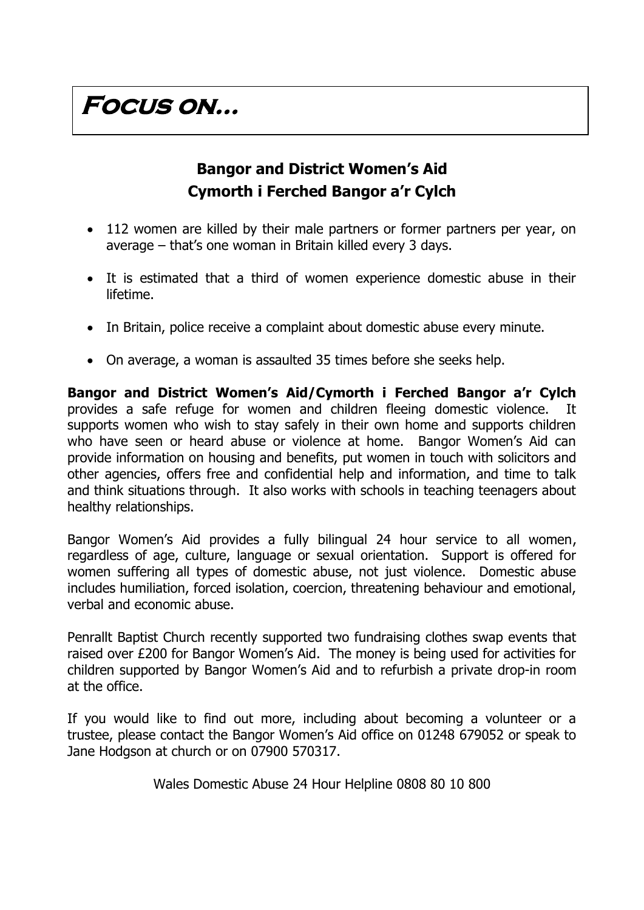# Focus on…

## Bangor and District Women's Aid
## Cymorth i Ferched Bangor a'r Cylch

- 112 women are killed by their male partners or former partners per year, on average – that's one woman in Britain killed every 3 days.
- It is estimated that a third of women experience domestic abuse in their lifetime.
- In Britain, police receive a complaint about domestic abuse every minute.
- On average, a woman is assaulted 35 times before she seeks help.

**Bangor and District Women's Aid/Cymorth i Ferched Bangor a'r Cylch** provides a safe refuge for women and children fleeing domestic violence. It supports women who wish to stay safely in their own home and supports children who have seen or heard abuse or violence at home. Bangor Women's Aid can provide information on housing and benefits, put women in touch with solicitors and other agencies, offers free and confidential help and information, and time to talk and think situations through. It also works with schools in teaching teenagers about healthy relationships.

Bangor Women's Aid provides a fully bilingual 24 hour service to all women, regardless of age, culture, language or sexual orientation. Support is offered for women suffering all types of domestic abuse, not just violence. Domestic abuse includes humiliation, forced isolation, coercion, threatening behaviour and emotional, verbal and economic abuse.

Penrallt Baptist Church recently supported two fundraising clothes swap events that raised over £200 for Bangor Women's Aid. The money is being used for activities for children supported by Bangor Women's Aid and to refurbish a private drop-in room at the office.

If you would like to find out more, including about becoming a volunteer or a trustee, please contact the Bangor Women's Aid office on 01248 679052 or speak to Jane Hodgson at church or on 07900 570317.

Wales Domestic Abuse 24 Hour Helpline 0808 80 10 800